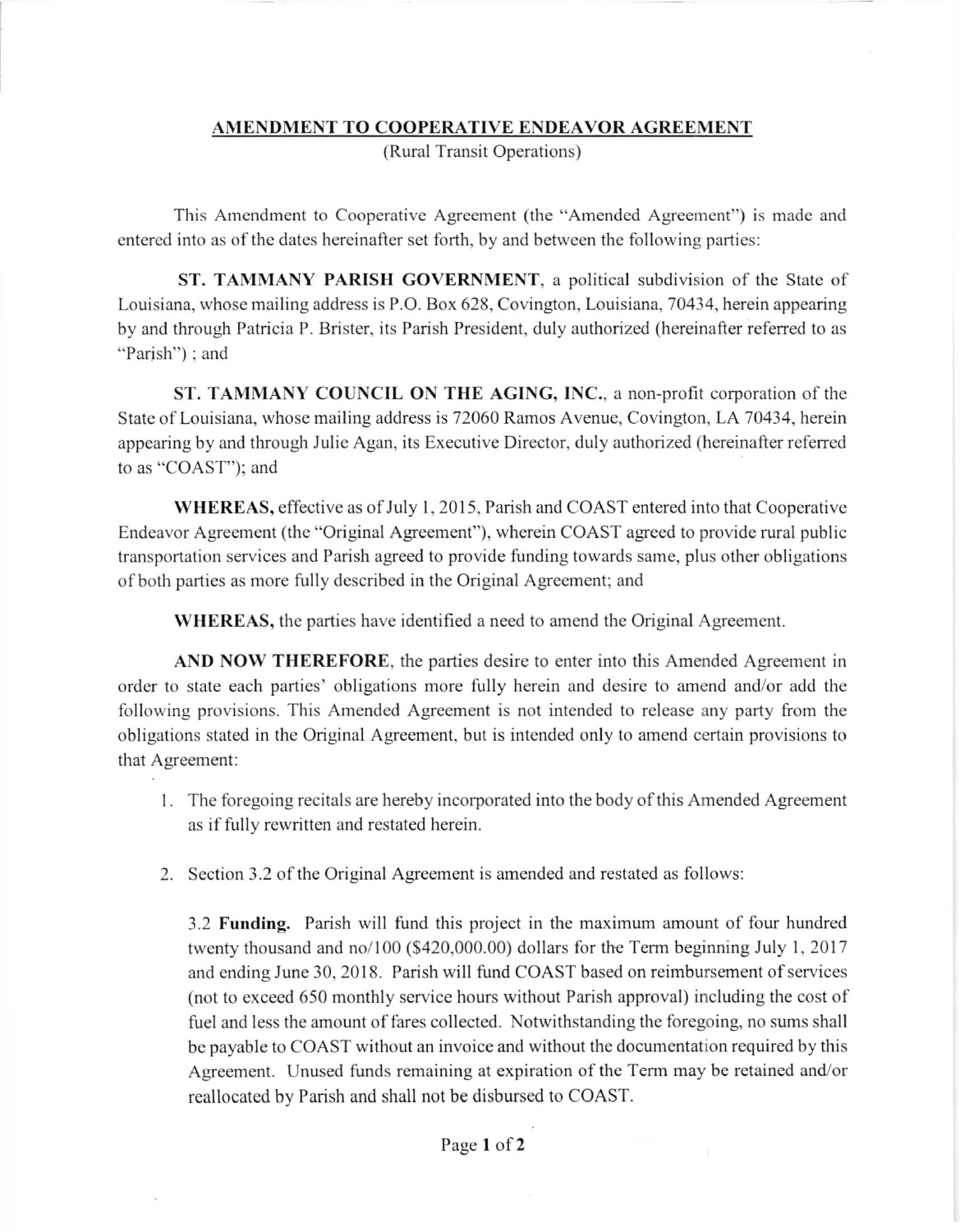# AMENDMENT TO COOPERATIVE ENDEAVOR AGREEMENT

(Rural Transit Operations)

This Amendment to Cooperative Agreement (the "Amended Agreement") is made and entered into as of the dates hereinafter set forth, by and between the following parties:

**ST. TAMMANY PARISH GOVERNMENT**, a political subdivision of the State of Louisiana, whose mailing address is P.O. Box 628, Covington, Louisiana, 70434, herein appearing by and through Patricia P. Brister, its Parish President, duly authorized (hereinafter referred to as "Parish") ; and

**ST. TAMMANY COUNCIL ON THE AGING, INC.**, a non-profit corporation of the State of Louisiana, whose mailing address is 72060 Ramos Avenue, Covington, LA 70434, herein appearing by and through Julie Agan, its Executive Director, duly authorized (hereinafter referred to as "COAST"); and

**WHEREAS,** effective as of July 1, 2015, Parish and COAST entered into that Cooperative Endeavor Agreement (the "Original Agreement"), wherein COAST agreed to provide rural public transportation services and Parish agreed to provide funding towards same, plus other obligations of both parties as more fully described in the Original Agreement; and

**WHEREAS,** the parties have identified a need to amend the Original Agreement.

**AND NOW THEREFORE**, the parties desire to enter into this Amended Agreement in order to state each parties' obligations more fully herein and desire to amend and/or add the following provisions. This Amended Agreement is not intended to release any party from the obligations stated in the Original Agreement, but is intended only to amend certain provisions to that Agreement:

1. The foregoing recitals are hereby incorporated into the body of this Amended Agreement as if fully rewritten and restated herein.

2. Section 3.2 of the Original Agreement is amended and restated as follows:

   3.2 **Funding.** Parish will fund this project in the maximum amount of four hundred twenty thousand and no/100 ($420,000.00) dollars for the Term beginning July 1, 2017 and ending June 30, 2018. Parish will fund COAST based on reimbursement of services (not to exceed 650 monthly service hours without Parish approval) including the cost of fuel and less the amount of fares collected. Notwithstanding the foregoing, no sums shall be payable to COAST without an invoice and without the documentation required by this Agreement. Unused funds remaining at expiration of the Term may be retained and/or reallocated by Parish and shall not be disbursed to COAST.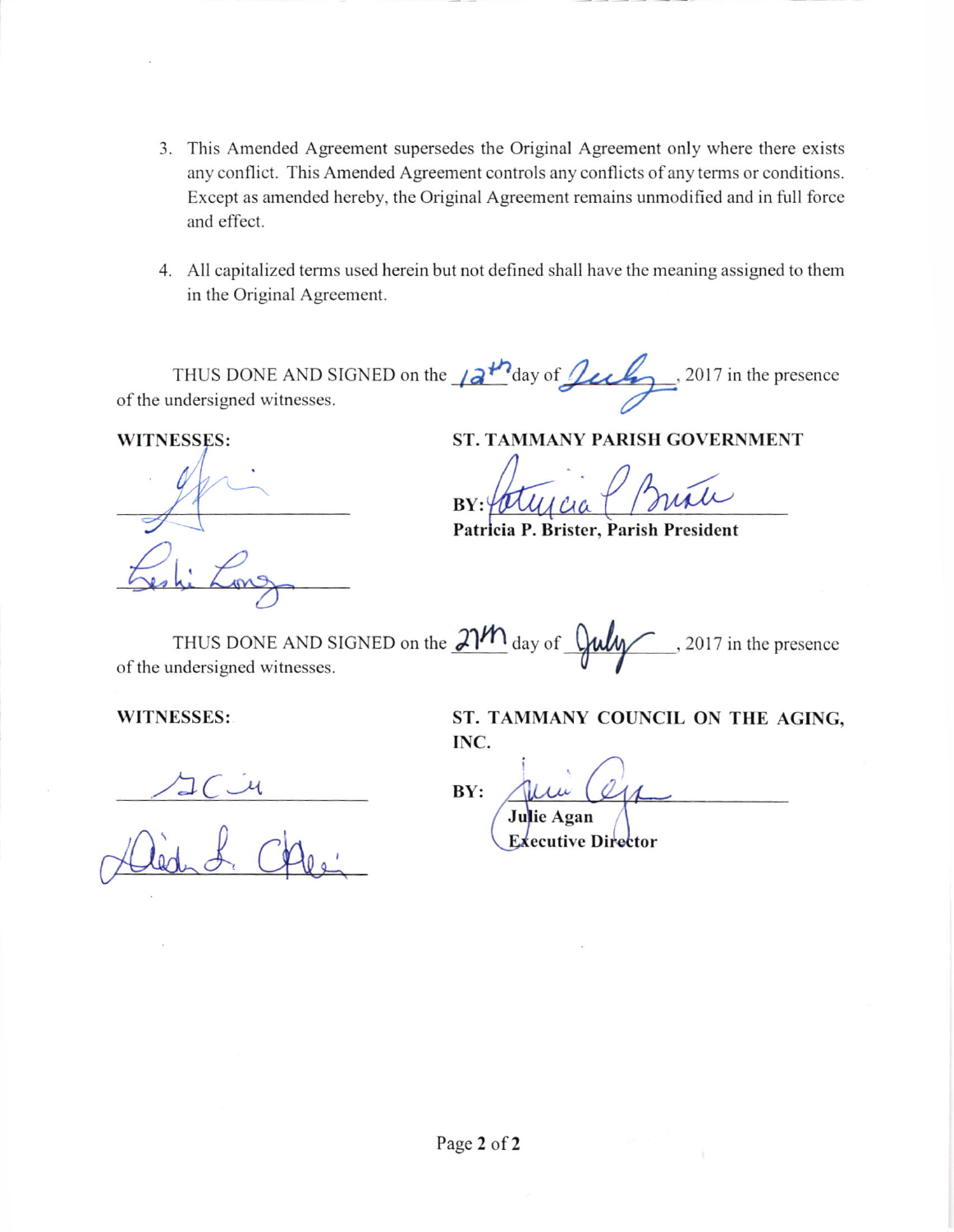3. This Amended Agreement supersedes the Original Agreement only where there exists any conflict. This Amended Agreement controls any conflicts of any terms or conditions. Except as amended hereby, the Original Agreement remains unmodified and in full force and effect.

4. All capitalized terms used herein but not defined shall have the meaning assigned to them in the Original Agreement.

THUS DONE AND SIGNED on the 12th day of July, 2017 in the presence of the undersigned witnesses.

**WITNESSES:**

**ST. TAMMANY PARISH GOVERNMENT**

BY: Patricia P. Brister

**Patricia P. Brister, Parish President**

THUS DONE AND SIGNED on the 27th day of July, 2017 in the presence of the undersigned witnesses.

**WITNESSES:**

**ST. TAMMANY COUNCIL ON THE AGING, INC.**

BY: Julie Agan

**Julie Agan**
**Executive Director**